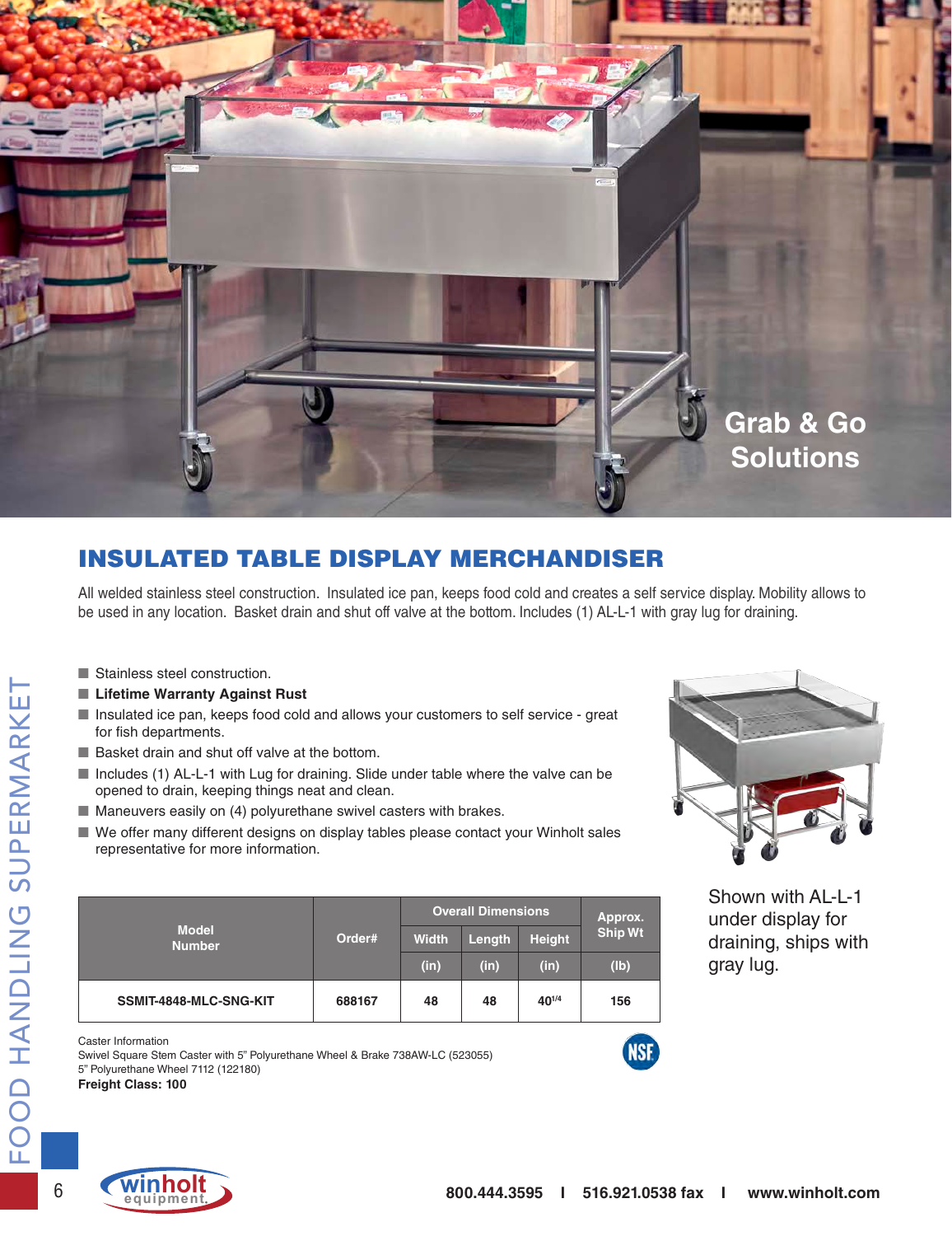Grab & Go Solutions

## INSULATED TABLE DISPLAY MERCHANDISER

All welded stainless steel construction. Insulated ice pan, keeps food cold and creates a self service display. Mobility allows to be used in any location. Basket drain and shut off valve at the bottom. Includes (1) AL-L-1 with gray lug for draining.

- Stainless steel construction.
- **Lifetime Warranty Against Rust**
- Insulated ice pan, keeps food cold and allows your customers to self service - great for fish departments.
- Basket drain and shut off valve at the bottom.
- Includes (1) AL-L-1 with Lug for draining. Slide under table where the valve can be opened to drain, keeping things neat and clean.
- Maneuvers easily on (4) polyurethane swivel casters with brakes.
- We offer many different designs on display tables please contact your Winholt sales representative for more information.

Shown with AL-L-1 under display for draining, ships with gray lug.

| Model Number | Order# | Overall Dimensions | | | Approx. Ship Wt |
|---|---|---|---|---|---|
| | | Width | Length | Height | |
| | | (in) | (in) | (in) | (lb) |
| SSMIT-4848-MLC-SNG-KIT | 688167 | 48 | 48 | 40 1/4 | 156 |

Caster Information
Swivel Square Stem Caster with 5" Polyurethane Wheel & Brake 738AW-LC (523055)
5" Polyurethane Wheel 7112 (122180)
**Freight Class: 100**

NSF

FOOD HANDLING SUPERMARKET

winholt equipment

800.444.3595 | 516.921.0538 fax | www.winholt.com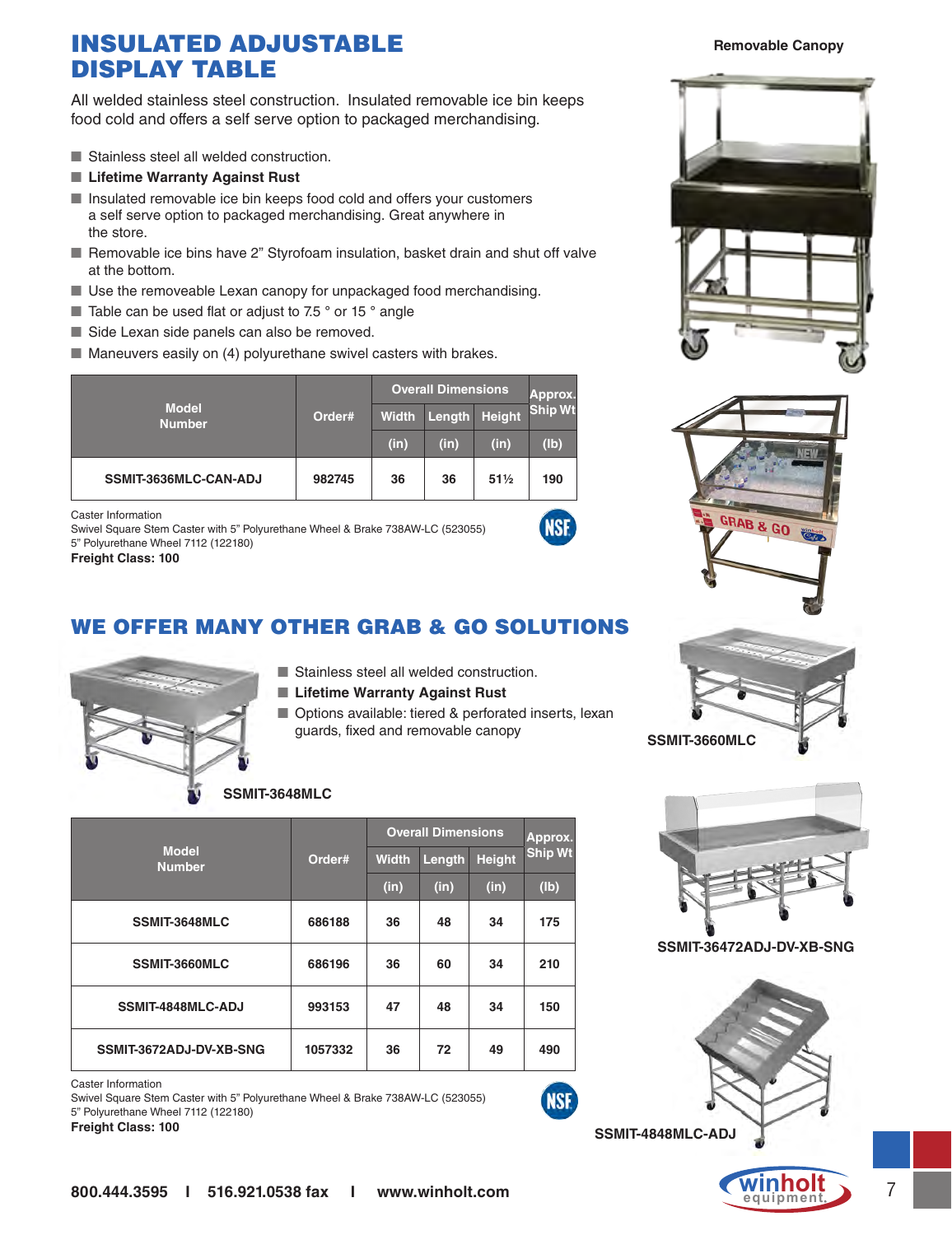# INSULATED ADJUSTABLE DISPLAY TABLE

All welded stainless steel construction. Insulated removable ice bin keeps food cold and offers a self serve option to packaged merchandising.

- Stainless steel all welded construction.
- **Lifetime Warranty Against Rust**
- Insulated removable ice bin keeps food cold and offers your customers a self serve option to packaged merchandising. Great anywhere in the store.
- Removable ice bins have 2" Styrofoam insulation, basket drain and shut off valve at the bottom.
- Use the removeable Lexan canopy for unpackaged food merchandising.
- Table can be used flat or adjust to 7.5 ° or 15 ° angle
- Side Lexan side panels can also be removed.
- Maneuvers easily on (4) polyurethane swivel casters with brakes.

Removable Canopy

| Model Number | Order# | Overall Dimensions | | | Approx. Ship Wt |
|---|---|---|---|---|---|
| | | Width | Length | Height | |
| | | (in) | (in) | (in) | (lb) |
| SSMIT-3636MLC-CAN-ADJ | 982745 | 36 | 36 | 51½ | 190 |

Caster Information
Swivel Square Stem Caster with 5" Polyurethane Wheel & Brake 738AW-LC (523055)
5" Polyurethane Wheel 7112 (122180)
**Freight Class: 100**

## WE OFFER MANY OTHER GRAB & GO SOLUTIONS

- Stainless steel all welded construction.
- **Lifetime Warranty Against Rust**
- Options available: tiered & perforated inserts, lexan guards, fixed and removable canopy

SSMIT-3648MLC

SSMIT-3660MLC

SSMIT-36472ADJ-DV-XB-SNG

SSMIT-4848MLC-ADJ

| Model Number | Order# | Overall Dimensions | | | Approx. Ship Wt |
|---|---|---|---|---|---|
| | | Width | Length | Height | |
| | | (in) | (in) | (in) | (lb) |
| SSMIT-3648MLC | 686188 | 36 | 48 | 34 | 175 |
| SSMIT-3660MLC | 686196 | 36 | 60 | 34 | 210 |
| SSMIT-4848MLC-ADJ | 993153 | 47 | 48 | 34 | 150 |
| SSMIT-3672ADJ-DV-XB-SNG | 1057332 | 36 | 72 | 49 | 490 |

Caster Information
Swivel Square Stem Caster with 5" Polyurethane Wheel & Brake 738AW-LC (523055)
5" Polyurethane Wheel 7112 (122180)
**Freight Class: 100**

800.444.3595 | 516.921.0538 fax | www.winholt.com